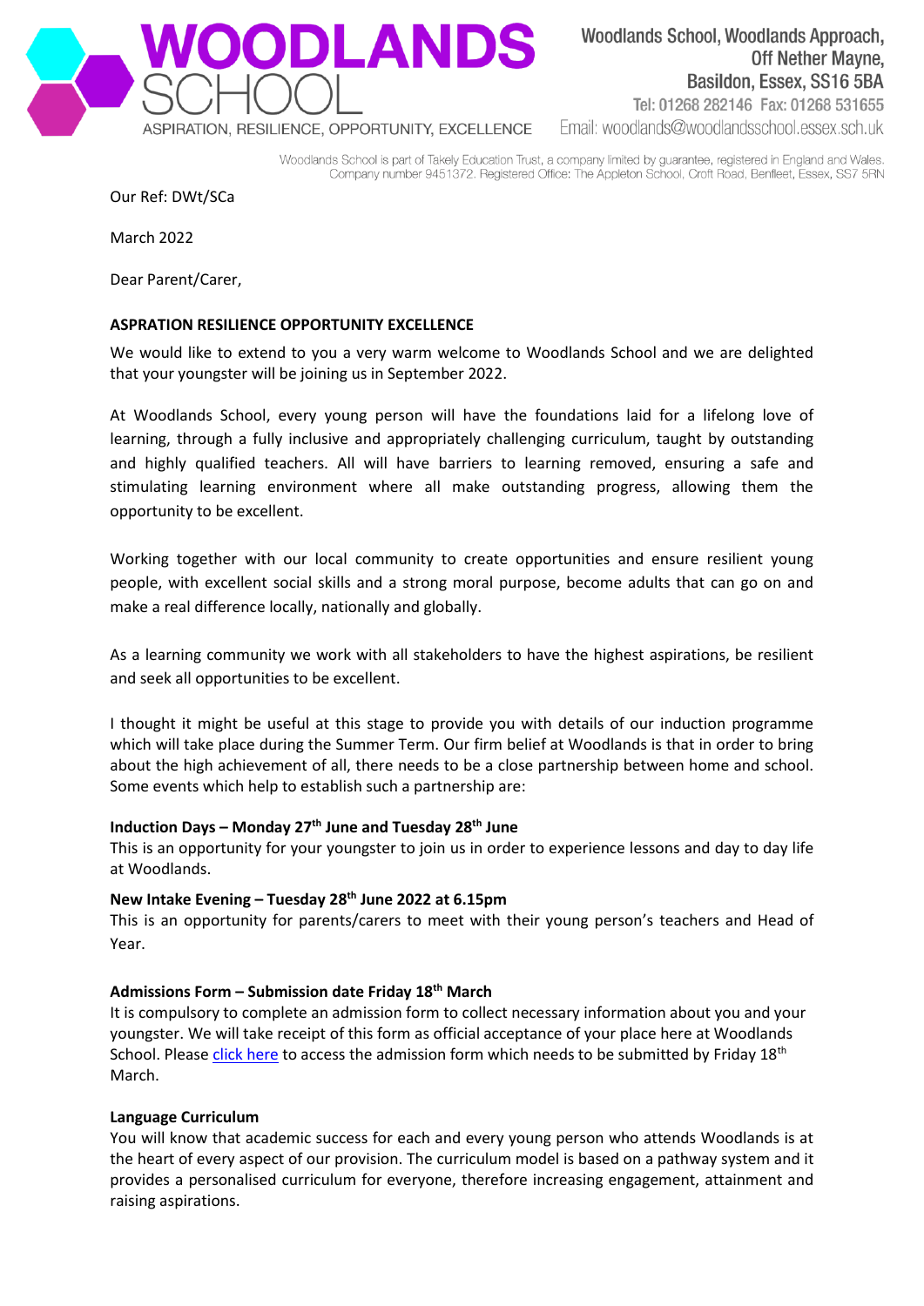# WOODLANDS SCHOOL

ASPIRATION, RESILIENCE, OPPORTUNITY, EXCELLENCE

Woodlands School, Woodlands Approach,
Off Nether Mayne,
Basildon, Essex, SS16 5BA
Tel: 01268 282146 Fax: 01268 531655
Email: woodlands@woodlandsschool.essex.sch.uk

Woodlands School is part of Takely Education Trust, a company limited by guarantee, registered in England and Wales. Company number 9451372. Registered Office: The Appleton School, Croft Road, Benfleet, Essex, SS7 5RN

Our Ref: DWt/SCa

March 2022

Dear Parent/Carer,

**ASPRATION RESILIENCE OPPORTUNITY EXCELLENCE**

We would like to extend to you a very warm welcome to Woodlands School and we are delighted that your youngster will be joining us in September 2022.

At Woodlands School, every young person will have the foundations laid for a lifelong love of learning, through a fully inclusive and appropriately challenging curriculum, taught by outstanding and highly qualified teachers. All will have barriers to learning removed, ensuring a safe and stimulating learning environment where all make outstanding progress, allowing them the opportunity to be excellent.

Working together with our local community to create opportunities and ensure resilient young people, with excellent social skills and a strong moral purpose, become adults that can go on and make a real difference locally, nationally and globally.

As a learning community we work with all stakeholders to have the highest aspirations, be resilient and seek all opportunities to be excellent.

I thought it might be useful at this stage to provide you with details of our induction programme which will take place during the Summer Term. Our firm belief at Woodlands is that in order to bring about the high achievement of all, there needs to be a close partnership between home and school. Some events which help to establish such a partnership are:

**Induction Days – Monday 27th June and Tuesday 28th June**
This is an opportunity for your youngster to join us in order to experience lessons and day to day life at Woodlands.

**New Intake Evening – Tuesday 28th June 2022 at 6.15pm**
This is an opportunity for parents/carers to meet with their young person's teachers and Head of Year.

**Admissions Form – Submission date Friday 18th March**
It is compulsory to complete an admission form to collect necessary information about you and your youngster. We will take receipt of this form as official acceptance of your place here at Woodlands School. Please click here to access the admission form which needs to be submitted by Friday 18th March.

**Language Curriculum**
You will know that academic success for each and every young person who attends Woodlands is at the heart of every aspect of our provision. The curriculum model is based on a pathway system and it provides a personalised curriculum for everyone, therefore increasing engagement, attainment and raising aspirations.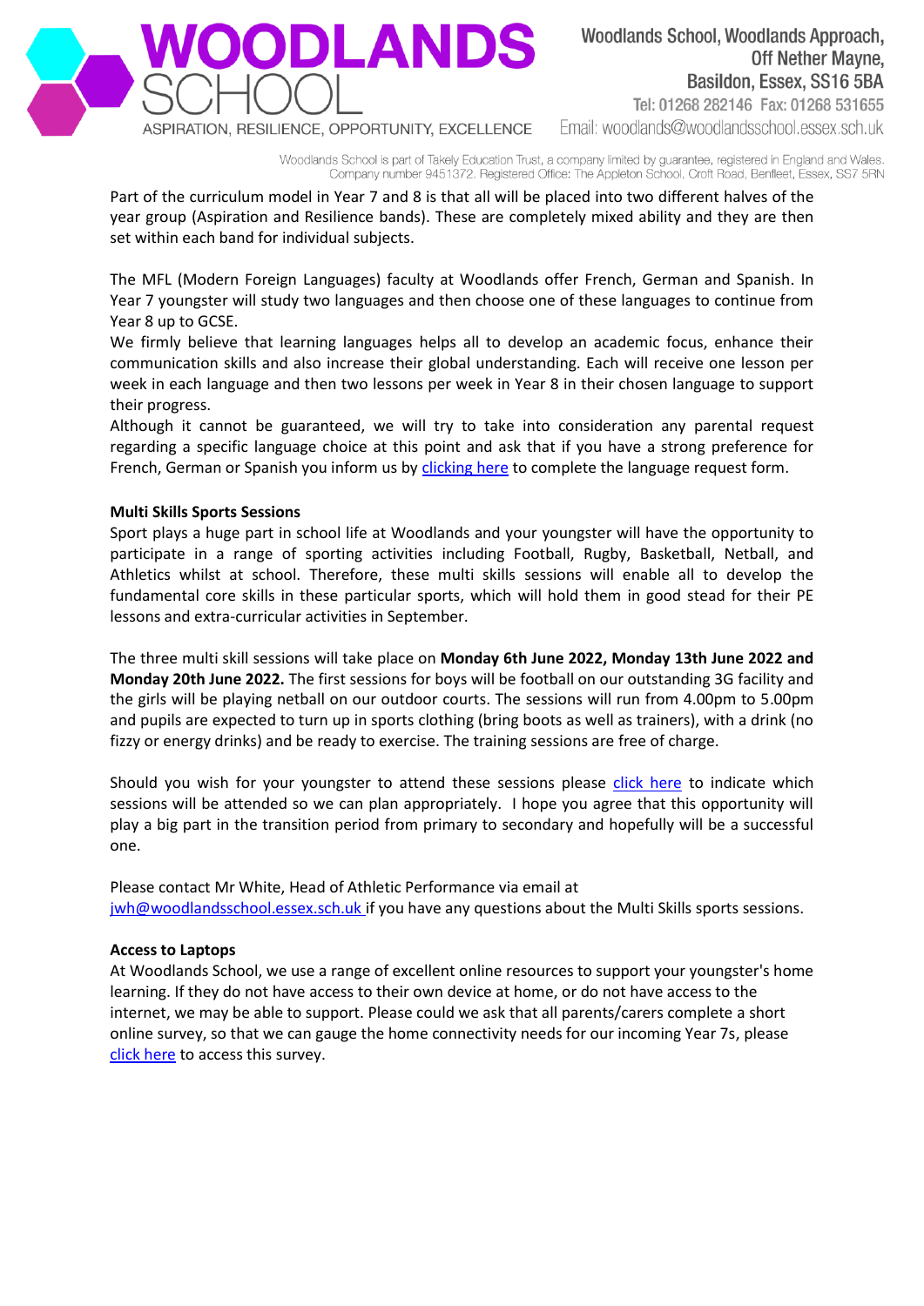Part of the curriculum model in Year 7 and 8 is that all will be placed into two different halves of the year group (Aspiration and Resilience bands). These are completely mixed ability and they are then set within each band for individual subjects.

The MFL (Modern Foreign Languages) faculty at Woodlands offer French, German and Spanish. In Year 7 youngster will study two languages and then choose one of these languages to continue from Year 8 up to GCSE.

We firmly believe that learning languages helps all to develop an academic focus, enhance their communication skills and also increase their global understanding. Each will receive one lesson per week in each language and then two lessons per week in Year 8 in their chosen language to support their progress.

Although it cannot be guaranteed, we will try to take into consideration any parental request regarding a specific language choice at this point and ask that if you have a strong preference for French, German or Spanish you inform us by clicking here to complete the language request form.

**Multi Skills Sports Sessions**

Sport plays a huge part in school life at Woodlands and your youngster will have the opportunity to participate in a range of sporting activities including Football, Rugby, Basketball, Netball, and Athletics whilst at school. Therefore, these multi skills sessions will enable all to develop the fundamental core skills in these particular sports, which will hold them in good stead for their PE lessons and extra-curricular activities in September.

The three multi skill sessions will take place on **Monday 6th June 2022, Monday 13th June 2022 and Monday 20th June 2022.** The first sessions for boys will be football on our outstanding 3G facility and the girls will be playing netball on our outdoor courts. The sessions will run from 4.00pm to 5.00pm and pupils are expected to turn up in sports clothing (bring boots as well as trainers), with a drink (no fizzy or energy drinks) and be ready to exercise. The training sessions are free of charge.

Should you wish for your youngster to attend these sessions please click here to indicate which sessions will be attended so we can plan appropriately. I hope you agree that this opportunity will play a big part in the transition period from primary to secondary and hopefully will be a successful one.

Please contact Mr White, Head of Athletic Performance via email at jwh@woodlandsschool.essex.sch.uk if you have any questions about the Multi Skills sports sessions.

**Access to Laptops**

At Woodlands School, we use a range of excellent online resources to support your youngster's home learning. If they do not have access to their own device at home, or do not have access to the internet, we may be able to support. Please could we ask that all parents/carers complete a short online survey, so that we can gauge the home connectivity needs for our incoming Year 7s, please click here to access this survey.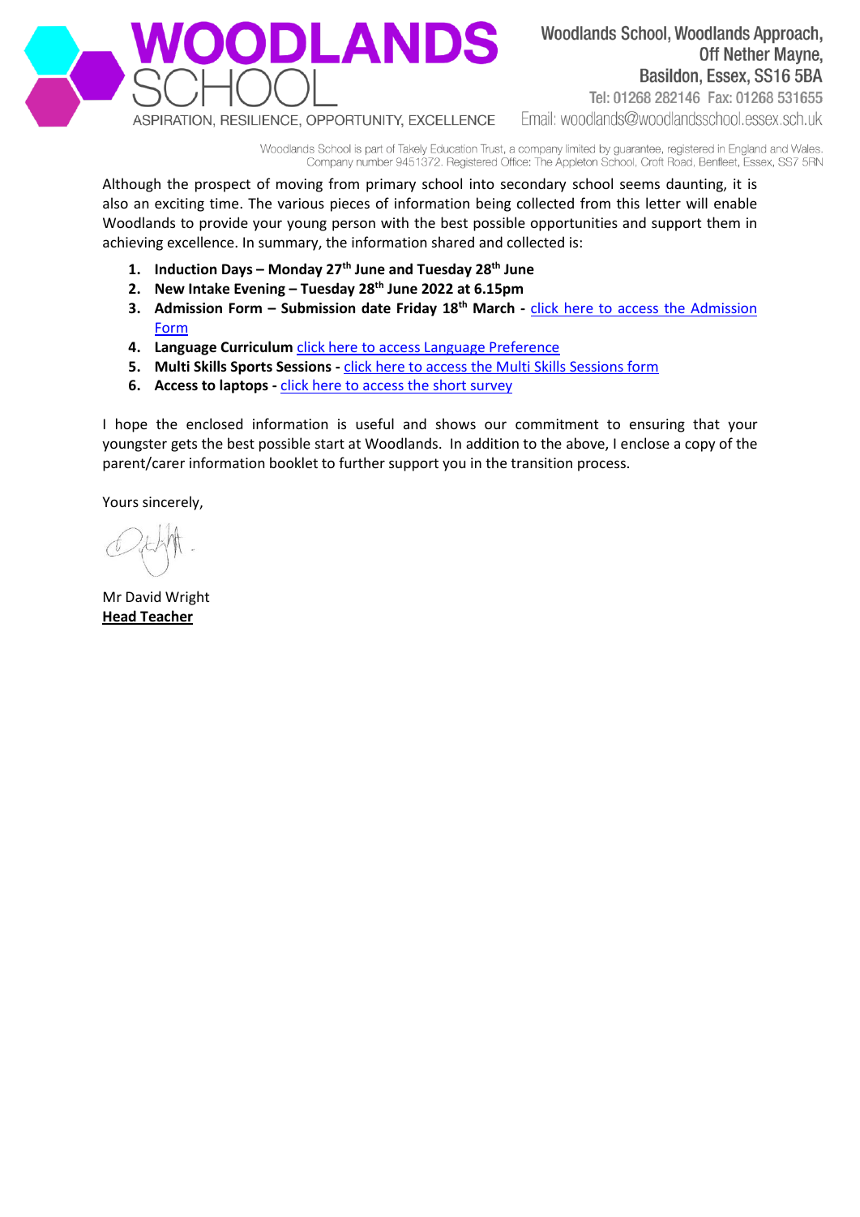Although the prospect of moving from primary school into secondary school seems daunting, it is also an exciting time. The various pieces of information being collected from this letter will enable Woodlands to provide your young person with the best possible opportunities and support them in achieving excellence. In summary, the information shared and collected is:

1. **Induction Days – Monday 27th June and Tuesday 28th June**
2. **New Intake Evening – Tuesday 28th June 2022 at 6.15pm**
3. **Admission Form – Submission date Friday 18th March -** click here to access the Admission Form
4. **Language Curriculum** click here to access Language Preference
5. **Multi Skills Sports Sessions -** click here to access the Multi Skills Sessions form
6. **Access to laptops -** click here to access the short survey

I hope the enclosed information is useful and shows our commitment to ensuring that your youngster gets the best possible start at Woodlands. In addition to the above, I enclose a copy of the parent/carer information booklet to further support you in the transition process.

Yours sincerely,

Mr David Wright
**Head Teacher**